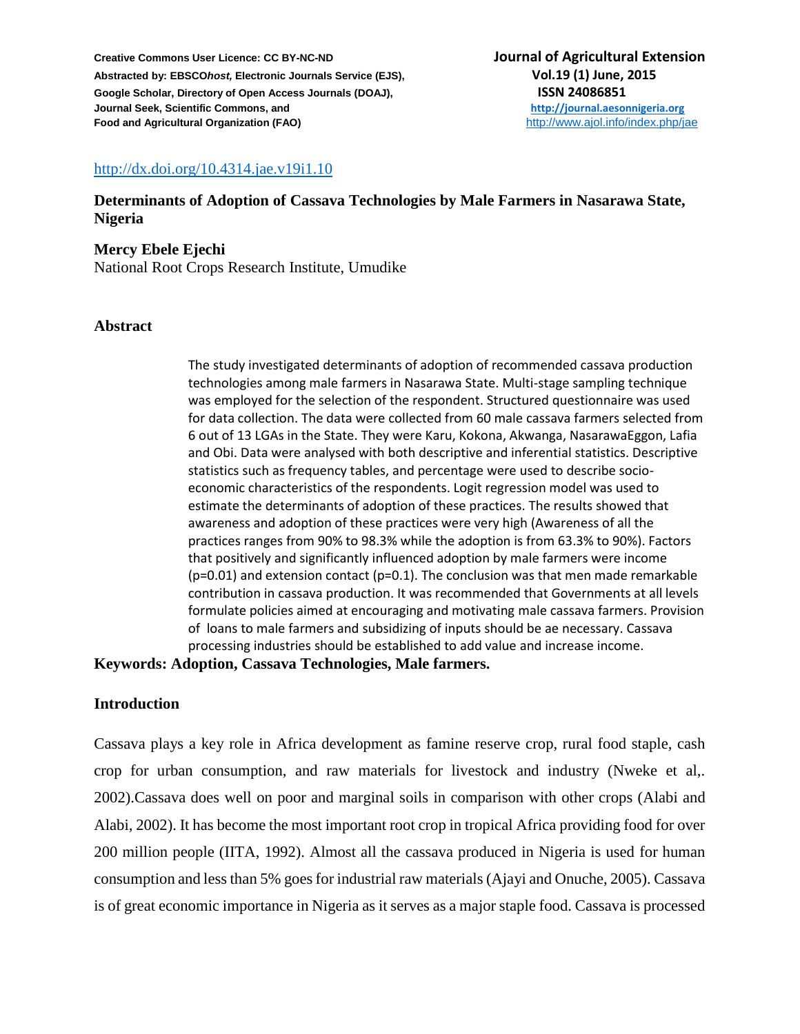http://dx.doi.org/10.4314.jae.v19i1.10

# Determinants of Adoption of Cassava Technologies by Male Farmers in Nasarawa State, Nigeria

**Mercy Ebele Ejechi**
National Root Crops Research Institute, Umudike

## Abstract

The study investigated determinants of adoption of recommended cassava production technologies among male farmers in Nasarawa State. Multi-stage sampling technique was employed for the selection of the respondent. Structured questionnaire was used for data collection. The data were collected from 60 male cassava farmers selected from 6 out of 13 LGAs in the State. They were Karu, Kokona, Akwanga, NasarawaEggon, Lafia and Obi. Data were analysed with both descriptive and inferential statistics. Descriptive statistics such as frequency tables, and percentage were used to describe socio-economic characteristics of the respondents. Logit regression model was used to estimate the determinants of adoption of these practices. The results showed that awareness and adoption of these practices were very high (Awareness of all the practices ranges from 90% to 98.3% while the adoption is from 63.3% to 90%). Factors that positively and significantly influenced adoption by male farmers were income (p=0.01) and extension contact (p=0.1). The conclusion was that men made remarkable contribution in cassava production. It was recommended that Governments at all levels formulate policies aimed at encouraging and motivating male cassava farmers. Provision of loans to male farmers and subsidizing of inputs should be ae necessary. Cassava processing industries should be established to add value and increase income.

**Keywords: Adoption, Cassava Technologies, Male farmers.**

## Introduction

Cassava plays a key role in Africa development as famine reserve crop, rural food staple, cash crop for urban consumption, and raw materials for livestock and industry (Nweke et al,. 2002).Cassava does well on poor and marginal soils in comparison with other crops (Alabi and Alabi, 2002). It has become the most important root crop in tropical Africa providing food for over 200 million people (IITA, 1992). Almost all the cassava produced in Nigeria is used for human consumption and less than 5% goes for industrial raw materials (Ajayi and Onuche, 2005). Cassava is of great economic importance in Nigeria as it serves as a major staple food. Cassava is processed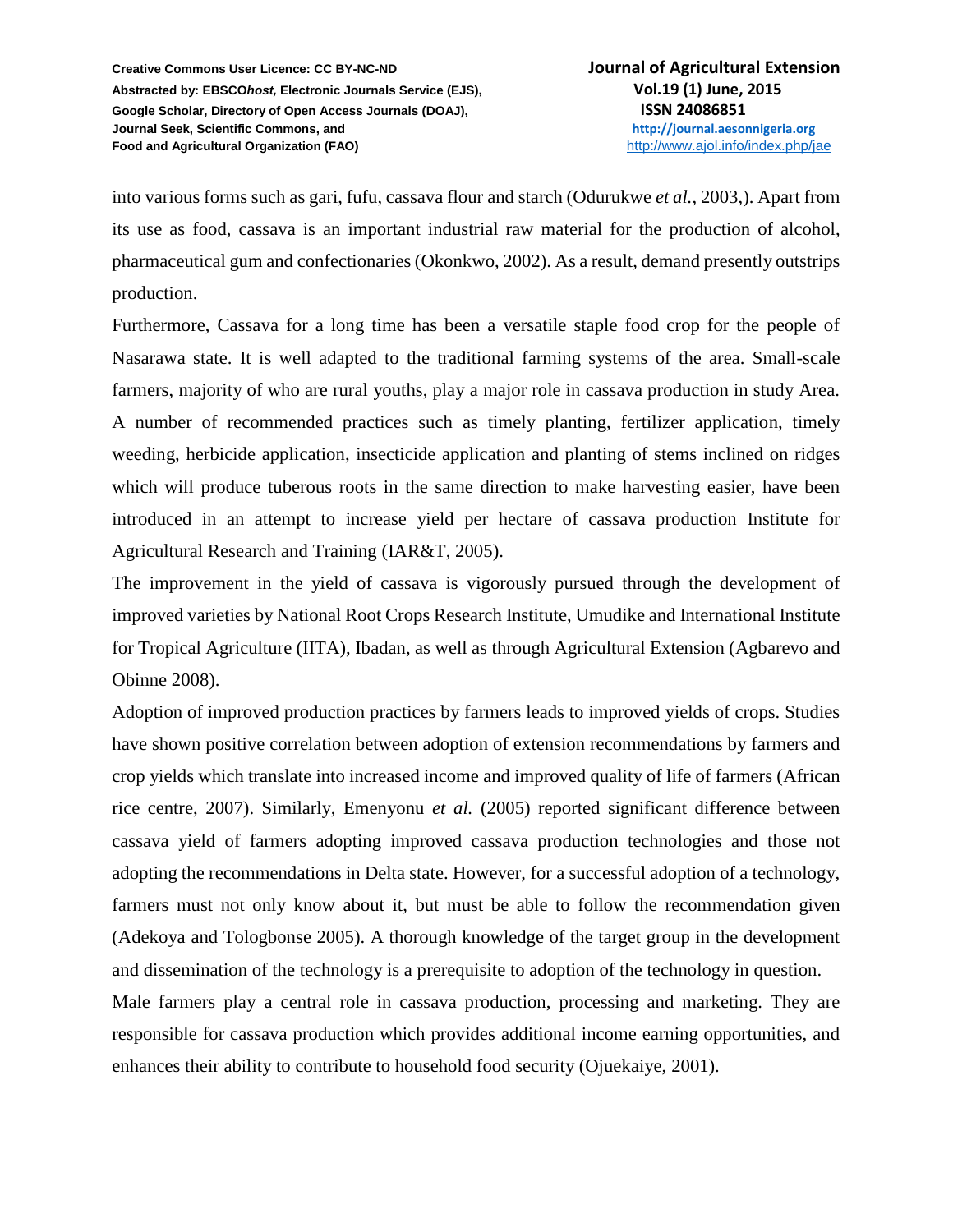into various forms such as gari, fufu, cassava flour and starch (Odurukwe *et al.*, 2003,). Apart from its use as food, cassava is an important industrial raw material for the production of alcohol, pharmaceutical gum and confectionaries (Okonkwo, 2002). As a result, demand presently outstrips production.

Furthermore, Cassava for a long time has been a versatile staple food crop for the people of Nasarawa state. It is well adapted to the traditional farming systems of the area. Small-scale farmers, majority of who are rural youths, play a major role in cassava production in study Area. A number of recommended practices such as timely planting, fertilizer application, timely weeding, herbicide application, insecticide application and planting of stems inclined on ridges which will produce tuberous roots in the same direction to make harvesting easier, have been introduced in an attempt to increase yield per hectare of cassava production Institute for Agricultural Research and Training (IAR&T, 2005).

The improvement in the yield of cassava is vigorously pursued through the development of improved varieties by National Root Crops Research Institute, Umudike and International Institute for Tropical Agriculture (IITA), Ibadan, as well as through Agricultural Extension (Agbarevo and Obinne 2008).

Adoption of improved production practices by farmers leads to improved yields of crops. Studies have shown positive correlation between adoption of extension recommendations by farmers and crop yields which translate into increased income and improved quality of life of farmers (African rice centre, 2007). Similarly, Emenyonu *et al.* (2005) reported significant difference between cassava yield of farmers adopting improved cassava production technologies and those not adopting the recommendations in Delta state. However, for a successful adoption of a technology, farmers must not only know about it, but must be able to follow the recommendation given (Adekoya and Tologbonse 2005). A thorough knowledge of the target group in the development and dissemination of the technology is a prerequisite to adoption of the technology in question.

Male farmers play a central role in cassava production, processing and marketing. They are responsible for cassava production which provides additional income earning opportunities, and enhances their ability to contribute to household food security (Ojuekaiye, 2001).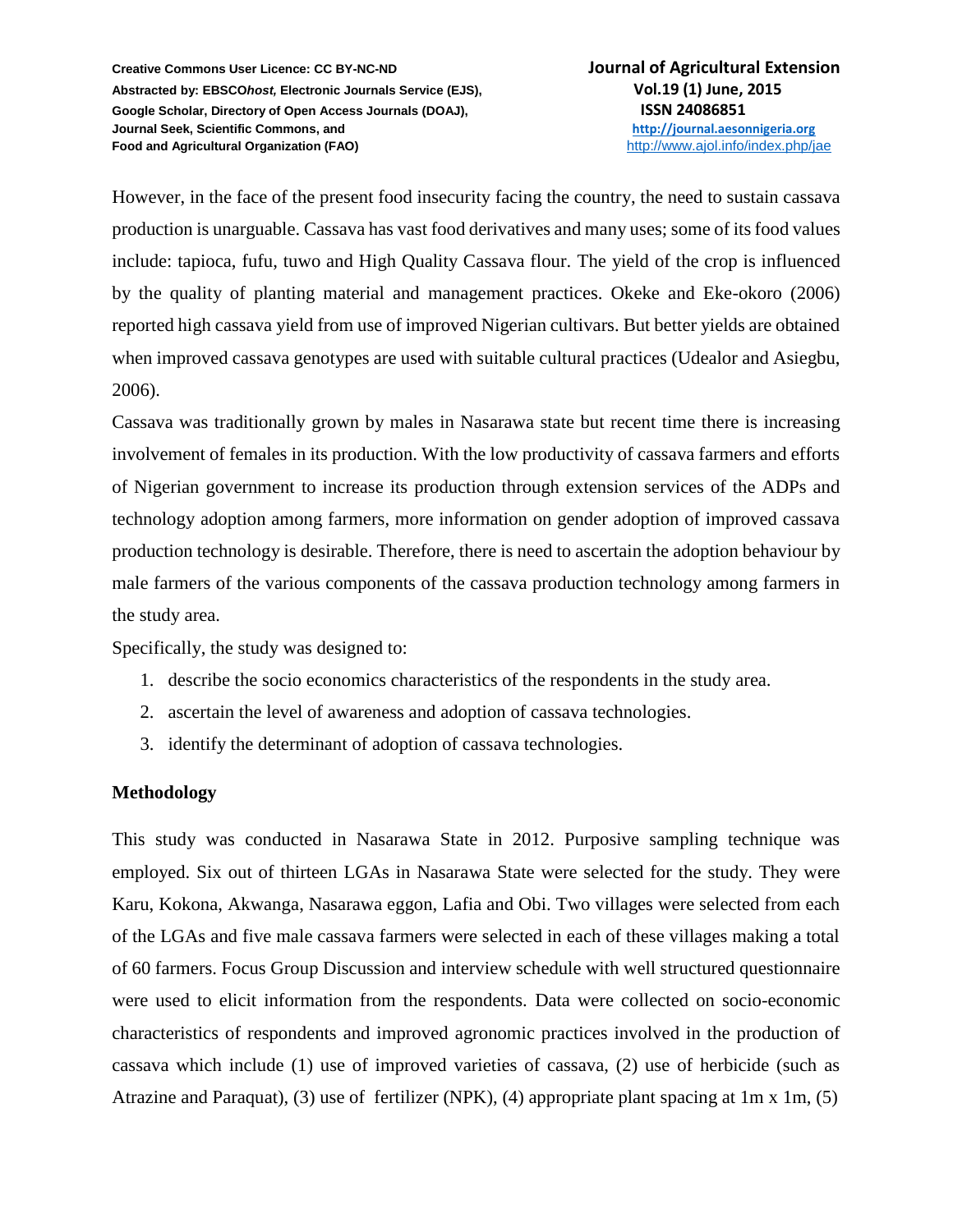However, in the face of the present food insecurity facing the country, the need to sustain cassava production is unarguable. Cassava has vast food derivatives and many uses; some of its food values include: tapioca, fufu, tuwo and High Quality Cassava flour. The yield of the crop is influenced by the quality of planting material and management practices. Okeke and Eke-okoro (2006) reported high cassava yield from use of improved Nigerian cultivars. But better yields are obtained when improved cassava genotypes are used with suitable cultural practices (Udealor and Asiegbu, 2006).

Cassava was traditionally grown by males in Nasarawa state but recent time there is increasing involvement of females in its production. With the low productivity of cassava farmers and efforts of Nigerian government to increase its production through extension services of the ADPs and technology adoption among farmers, more information on gender adoption of improved cassava production technology is desirable. Therefore, there is need to ascertain the adoption behaviour by male farmers of the various components of the cassava production technology among farmers in the study area.

Specifically, the study was designed to:

1. describe the socio economics characteristics of the respondents in the study area.
2. ascertain the level of awareness and adoption of cassava technologies.
3. identify the determinant of adoption of cassava technologies.

## Methodology

This study was conducted in Nasarawa State in 2012. Purposive sampling technique was employed. Six out of thirteen LGAs in Nasarawa State were selected for the study. They were Karu, Kokona, Akwanga, Nasarawa eggon, Lafia and Obi. Two villages were selected from each of the LGAs and five male cassava farmers were selected in each of these villages making a total of 60 farmers. Focus Group Discussion and interview schedule with well structured questionnaire were used to elicit information from the respondents. Data were collected on socio-economic characteristics of respondents and improved agronomic practices involved in the production of cassava which include (1) use of improved varieties of cassava, (2) use of herbicide (such as Atrazine and Paraquat), (3) use of fertilizer (NPK), (4) appropriate plant spacing at 1m x 1m, (5)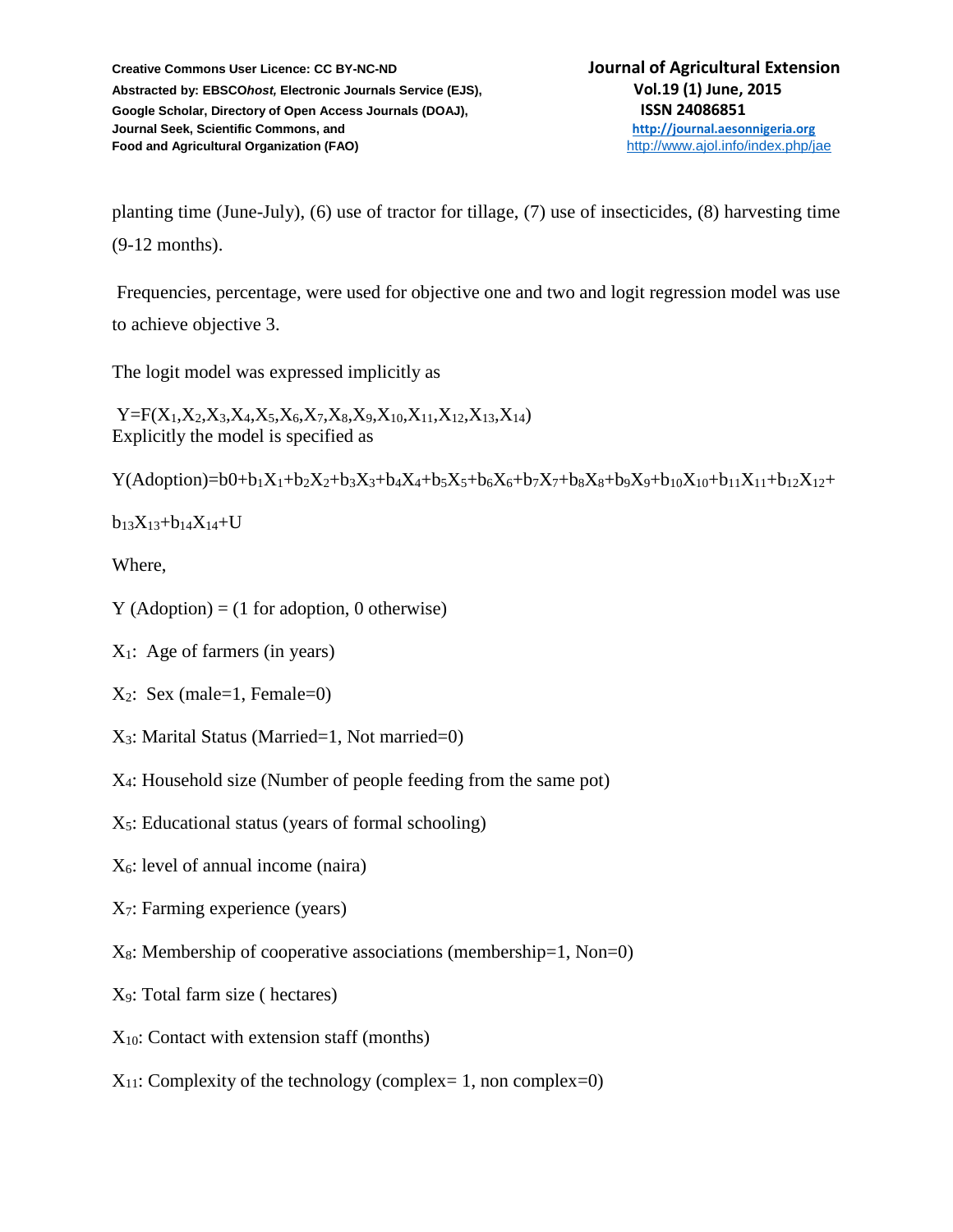planting time (June-July), (6) use of tractor for tillage, (7) use of insecticides, (8) harvesting time (9-12 months).

Frequencies, percentage, were used for objective one and two and logit regression model was use to achieve objective 3.

The logit model was expressed implicitly as

$Y=F(X_1,X_2,X_3,X_4,X_5,X_6,X_7,X_8,X_9,X_{10},X_{11},X_{12},X_{13},X_{14})$
Explicitly the model is specified as

$Y(\text{Adoption})=b0+b_1X_1+b_2X_2+b_3X_3+b_4X_4+b_5X_5+b_6X_6+b_7X_7+b_8X_8+b_9X_9+b_{10}X_{10}+b_{11}X_{11}+b_{12}X_{12}+$

$b_{13}X_{13}+b_{14}X_{14}+U$

Where,

Y (Adoption) = (1 for adoption, 0 otherwise)

$X_1$: Age of farmers (in years)

$X_2$: Sex (male=1, Female=0)

$X_3$: Marital Status (Married=1, Not married=0)

$X_4$: Household size (Number of people feeding from the same pot)

$X_5$: Educational status (years of formal schooling)

$X_6$: level of annual income (naira)

$X_7$: Farming experience (years)

$X_8$: Membership of cooperative associations (membership=1, Non=0)

$X_9$: Total farm size ( hectares)

$X_{10}$: Contact with extension staff (months)

$X_{11}$: Complexity of the technology (complex= 1, non complex=0)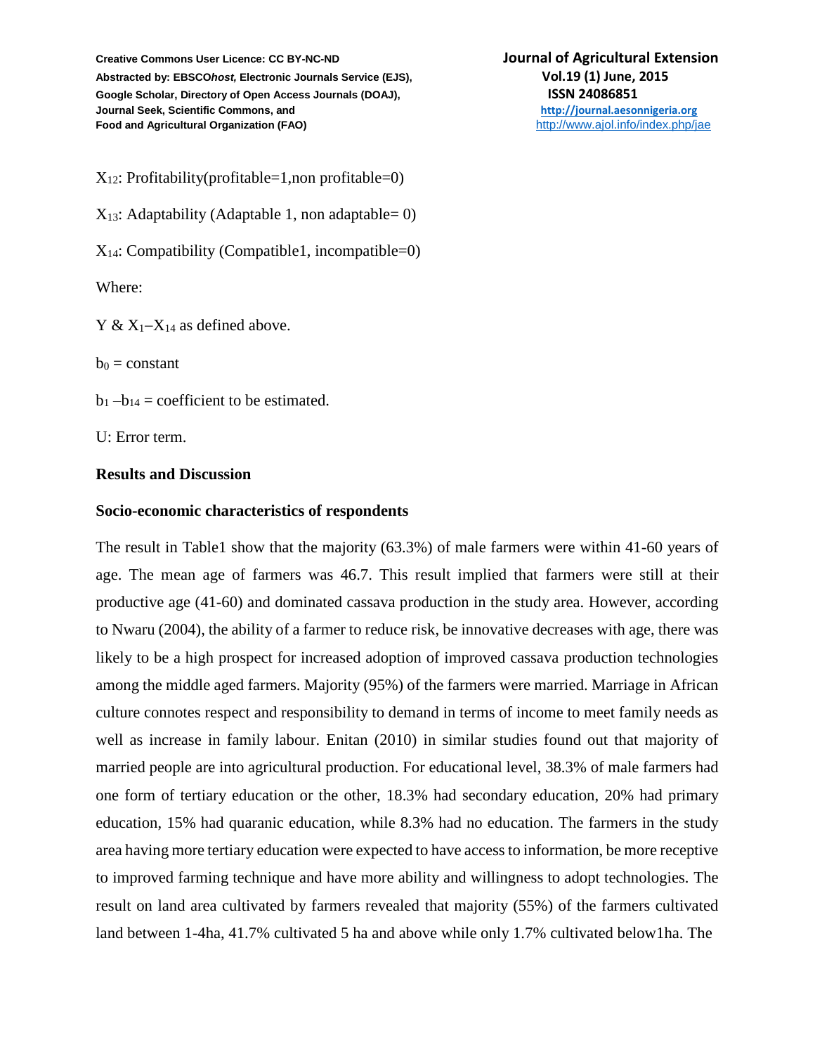$X_{12}$: Profitability(profitable=1,non profitable=0)

$X_{13}$: Adaptability (Adaptable 1, non adaptable= 0)

$X_{14}$: Compatibility (Compatible1, incompatible=0)

Where:

Y & $X_1$–$X_{14}$ as defined above.

$b_0$ = constant

$b_1$ –$b_{14}$ = coefficient to be estimated.

U: Error term.

## Results and Discussion

### Socio-economic characteristics of respondents

The result in Table1 show that the majority (63.3%) of male farmers were within 41-60 years of age. The mean age of farmers was 46.7. This result implied that farmers were still at their productive age (41-60) and dominated cassava production in the study area. However, according to Nwaru (2004), the ability of a farmer to reduce risk, be innovative decreases with age, there was likely to be a high prospect for increased adoption of improved cassava production technologies among the middle aged farmers. Majority (95%) of the farmers were married. Marriage in African culture connotes respect and responsibility to demand in terms of income to meet family needs as well as increase in family labour. Enitan (2010) in similar studies found out that majority of married people are into agricultural production. For educational level, 38.3% of male farmers had one form of tertiary education or the other, 18.3% had secondary education, 20% had primary education, 15% had quaranic education, while 8.3% had no education. The farmers in the study area having more tertiary education were expected to have access to information, be more receptive to improved farming technique and have more ability and willingness to adopt technologies. The result on land area cultivated by farmers revealed that majority (55%) of the farmers cultivated land between 1-4ha, 41.7% cultivated 5 ha and above while only 1.7% cultivated below1ha. The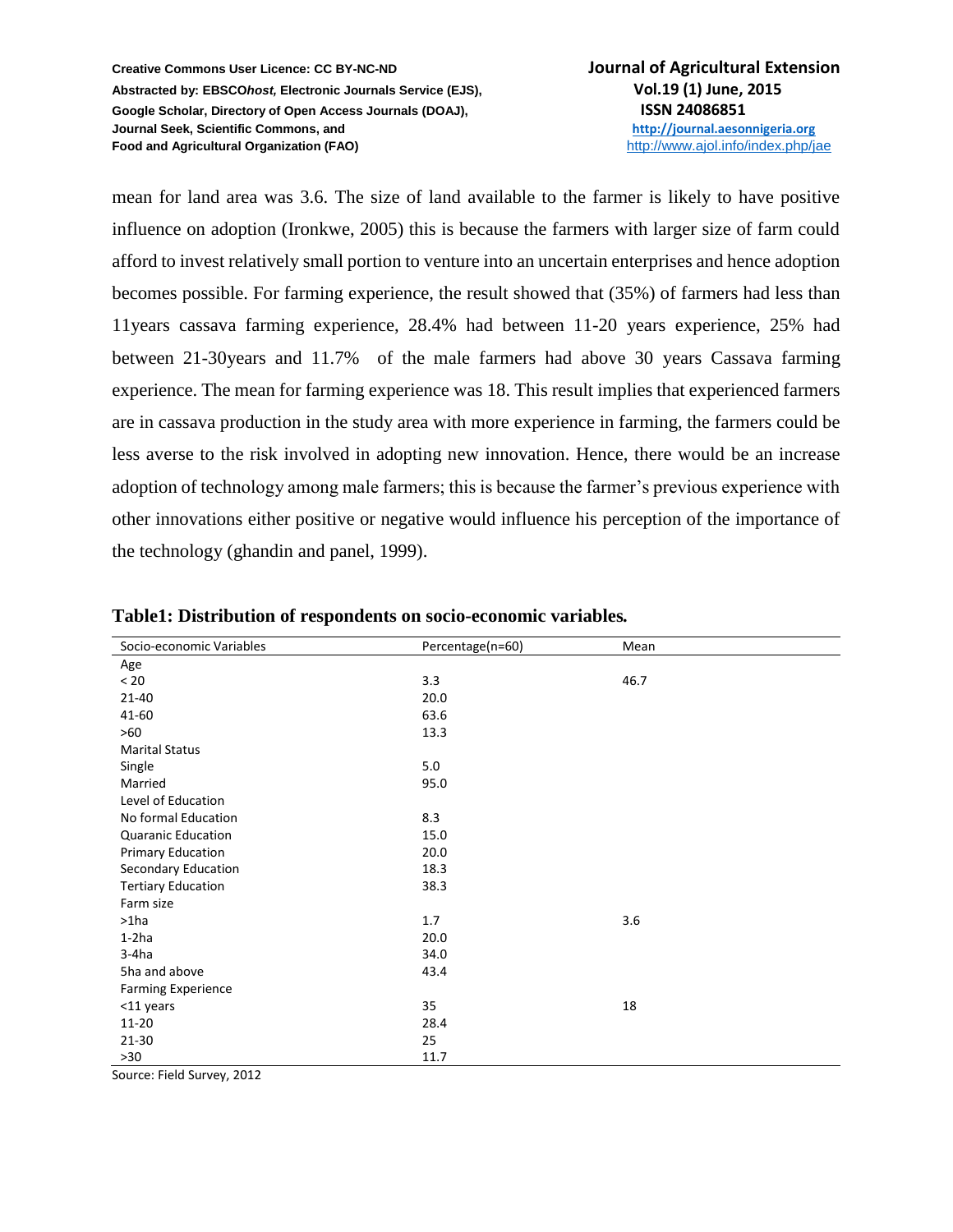mean for land area was 3.6. The size of land available to the farmer is likely to have positive influence on adoption (Ironkwe, 2005) this is because the farmers with larger size of farm could afford to invest relatively small portion to venture into an uncertain enterprises and hence adoption becomes possible. For farming experience, the result showed that (35%) of farmers had less than 11years cassava farming experience, 28.4% had between 11-20 years experience, 25% had between 21-30years and 11.7% of the male farmers had above 30 years Cassava farming experience. The mean for farming experience was 18. This result implies that experienced farmers are in cassava production in the study area with more experience in farming, the farmers could be less averse to the risk involved in adopting new innovation. Hence, there would be an increase adoption of technology among male farmers; this is because the farmer's previous experience with other innovations either positive or negative would influence his perception of the importance of the technology (ghandin and panel, 1999).

**Table1: Distribution of respondents on socio-economic variables.**

| Socio-economic Variables | Percentage(n=60) | Mean |
|---|---|---|
| Age | | |
| < 20 | 3.3 | 46.7 |
| 21-40 | 20.0 | |
| 41-60 | 63.6 | |
| >60 | 13.3 | |
| Marital Status | | |
| Single | 5.0 | |
| Married | 95.0 | |
| Level of Education | | |
| No formal Education | 8.3 | |
| Quaranic Education | 15.0 | |
| Primary Education | 20.0 | |
| Secondary Education | 18.3 | |
| Tertiary Education | 38.3 | |
| Farm size | | |
| >1ha | 1.7 | 3.6 |
| 1-2ha | 20.0 | |
| 3-4ha | 34.0 | |
| 5ha and above | 43.4 | |
| Farming Experience | | |
| <11 years | 35 | 18 |
| 11-20 | 28.4 | |
| 21-30 | 25 | |
| >30 | 11.7 | |

Source: Field Survey, 2012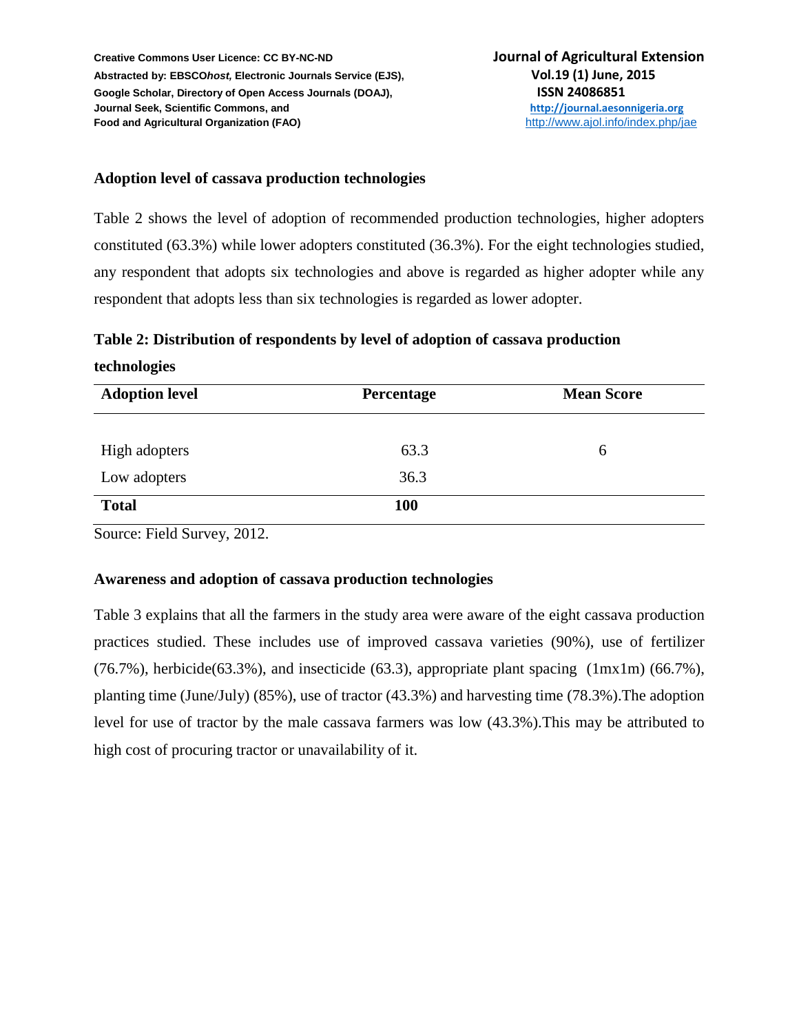### Adoption level of cassava production technologies

Table 2 shows the level of adoption of recommended production technologies, higher adopters constituted (63.3%) while lower adopters constituted (36.3%). For the eight technologies studied, any respondent that adopts six technologies and above is regarded as higher adopter while any respondent that adopts less than six technologies is regarded as lower adopter.

**Table 2: Distribution of respondents by level of adoption of cassava production technologies**

| Adoption level | Percentage | Mean Score |
|---|---|---|
| High adopters | 63.3 | 6 |
| Low adopters | 36.3 | |
| **Total** | **100** | |

Source: Field Survey, 2012.

### Awareness and adoption of cassava production technologies

Table 3 explains that all the farmers in the study area were aware of the eight cassava production practices studied. These includes use of improved cassava varieties (90%), use of fertilizer (76.7%), herbicide(63.3%), and insecticide (63.3), appropriate plant spacing (1mx1m) (66.7%), planting time (June/July) (85%), use of tractor (43.3%) and harvesting time (78.3%).The adoption level for use of tractor by the male cassava farmers was low (43.3%).This may be attributed to high cost of procuring tractor or unavailability of it.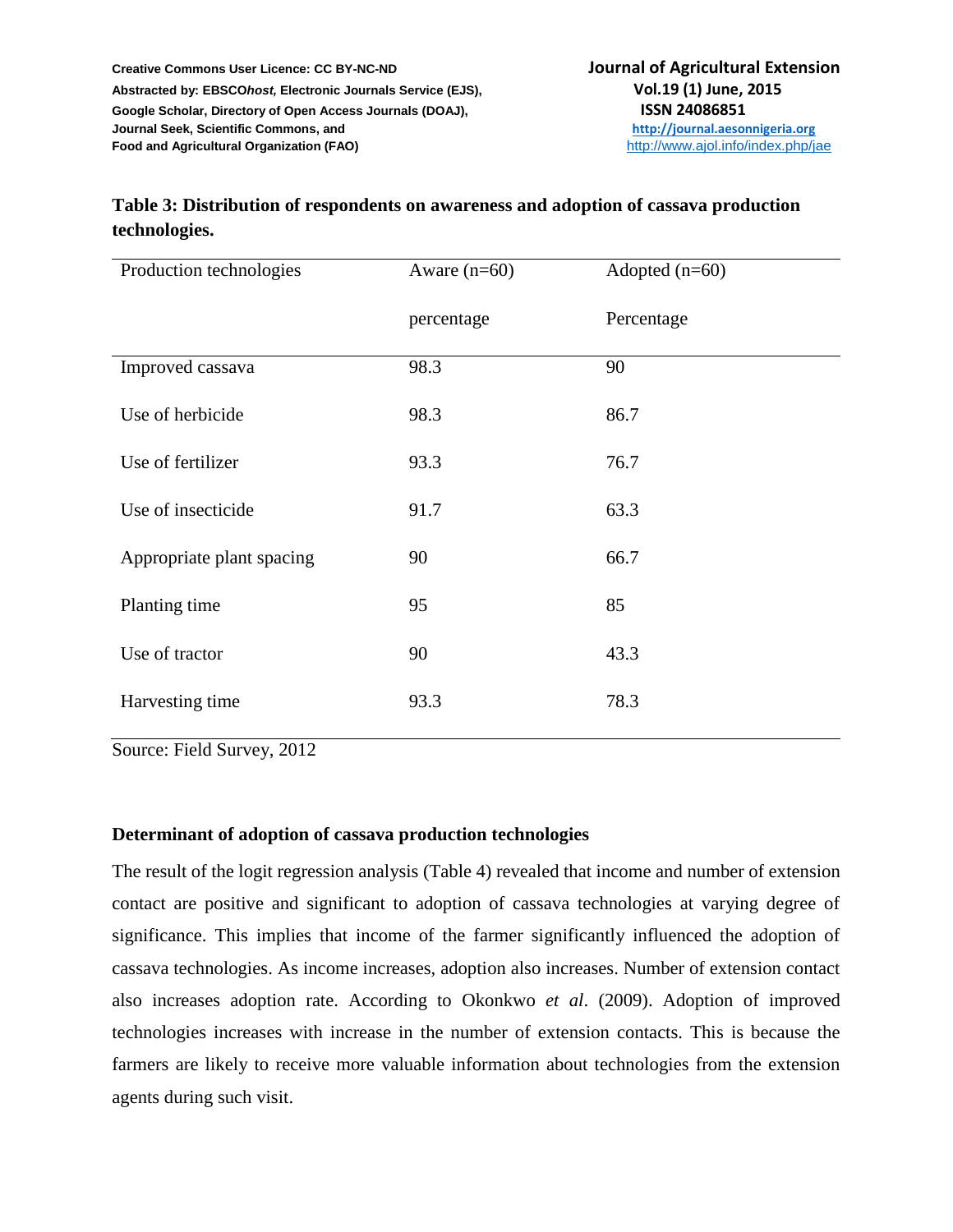**Table 3: Distribution of respondents on awareness and adoption of cassava production technologies.**

| Production technologies | Aware (n=60) percentage | Adopted (n=60) Percentage |
| --- | --- | --- |
| Improved cassava | 98.3 | 90 |
| Use of herbicide | 98.3 | 86.7 |
| Use of fertilizer | 93.3 | 76.7 |
| Use of insecticide | 91.7 | 63.3 |
| Appropriate plant spacing | 90 | 66.7 |
| Planting time | 95 | 85 |
| Use of tractor | 90 | 43.3 |
| Harvesting time | 93.3 | 78.3 |

Source: Field Survey, 2012

**Determinant of adoption of cassava production technologies**

The result of the logit regression analysis (Table 4) revealed that income and number of extension contact are positive and significant to adoption of cassava technologies at varying degree of significance. This implies that income of the farmer significantly influenced the adoption of cassava technologies. As income increases, adoption also increases. Number of extension contact also increases adoption rate. According to Okonkwo *et al*. (2009). Adoption of improved technologies increases with increase in the number of extension contacts. This is because the farmers are likely to receive more valuable information about technologies from the extension agents during such visit.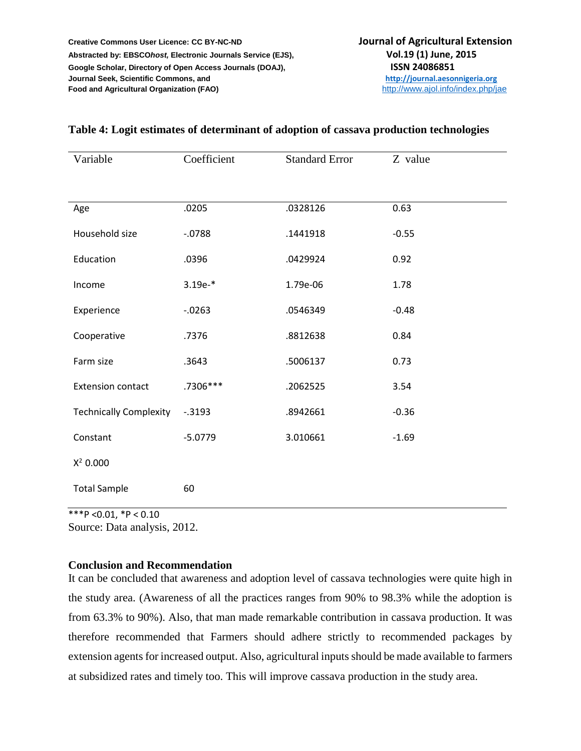**Table 4: Logit estimates of determinant of adoption of cassava production technologies**

| Variable | Coefficient | Standard Error | Z value |
|---|---|---|---|
| Age | .0205 | .0328126 | 0.63 |
| Household size | -.0788 | .1441918 | -0.55 |
| Education | .0396 | .0429924 | 0.92 |
| Income | 3.19e-* | 1.79e-06 | 1.78 |
| Experience | -.0263 | .0546349 | -0.48 |
| Cooperative | .7376 | .8812638 | 0.84 |
| Farm size | .3643 | .5006137 | 0.73 |
| Extension contact | .7306*** | .2062525 | 3.54 |
| Technically Complexity | -.3193 | .8942661 | -0.36 |
| Constant | -5.0779 | 3.010661 | -1.69 |
| $X^2$ 0.000 | | | |
| Total Sample | 60 | | |

***P <0.01, *P < 0.10

Source: Data analysis, 2012.

## Conclusion and Recommendation

It can be concluded that awareness and adoption level of cassava technologies were quite high in the study area. (Awareness of all the practices ranges from 90% to 98.3% while the adoption is from 63.3% to 90%). Also, that man made remarkable contribution in cassava production. It was therefore recommended that Farmers should adhere strictly to recommended packages by extension agents for increased output. Also, agricultural inputs should be made available to farmers at subsidized rates and timely too. This will improve cassava production in the study area.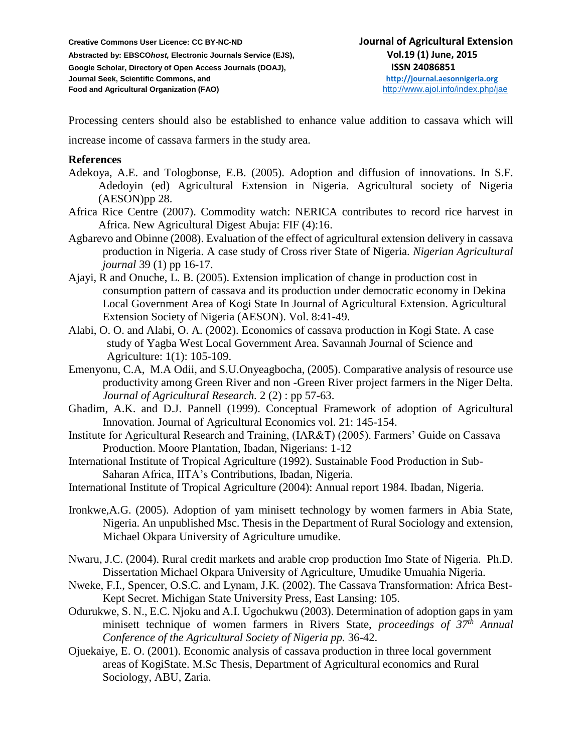Processing centers should also be established to enhance value addition to cassava which will increase income of cassava farmers in the study area.

## References

Adekoya, A.E. and Tologbonse, E.B. (2005). Adoption and diffusion of innovations. In S.F. Adedoyin (ed) Agricultural Extension in Nigeria. Agricultural society of Nigeria (AESON)pp 28.

Africa Rice Centre (2007). Commodity watch: NERICA contributes to record rice harvest in Africa. New Agricultural Digest Abuja: FIF (4):16.

Agbarevo and Obinne (2008). Evaluation of the effect of agricultural extension delivery in cassava production in Nigeria. A case study of Cross river State of Nigeria. *Nigerian Agricultural journal* 39 (1) pp 16-17.

Ajayi, R and Onuche, L. B. (2005). Extension implication of change in production cost in consumption pattern of cassava and its production under democratic economy in Dekina Local Government Area of Kogi State In Journal of Agricultural Extension. Agricultural Extension Society of Nigeria (AESON). Vol. 8:41-49.

Alabi, O. O. and Alabi, O. A. (2002). Economics of cassava production in Kogi State. A case study of Yagba West Local Government Area. Savannah Journal of Science and Agriculture: 1(1): 105-109.

Emenyonu, C.A, M.A Odii, and S.U.Onyeagbocha, (2005). Comparative analysis of resource use productivity among Green River and non -Green River project farmers in the Niger Delta. *Journal of Agricultural Research.* 2 (2) : pp 57-63.

Ghadim, A.K. and D.J. Pannell (1999). Conceptual Framework of adoption of Agricultural Innovation. Journal of Agricultural Economics vol. 21: 145-154.

Institute for Agricultural Research and Training, (IAR&T) (2005). Farmers' Guide on Cassava Production. Moore Plantation, Ibadan, Nigerians: 1-12

International Institute of Tropical Agriculture (1992). Sustainable Food Production in Sub-Saharan Africa, IITA's Contributions, Ibadan, Nigeria.

International Institute of Tropical Agriculture (2004): Annual report 1984. Ibadan, Nigeria.

Ironkwe,A.G. (2005). Adoption of yam minisett technology by women farmers in Abia State, Nigeria. An unpublished Msc. Thesis in the Department of Rural Sociology and extension, Michael Okpara University of Agriculture umudike.

Nwaru, J.C. (2004). Rural credit markets and arable crop production Imo State of Nigeria. Ph.D. Dissertation Michael Okpara University of Agriculture, Umudike Umuahia Nigeria.

Nweke, F.I., Spencer, O.S.C. and Lynam, J.K. (2002). The Cassava Transformation: Africa Best-Kept Secret. Michigan State University Press, East Lansing: 105.

Odurukwe, S. N., E.C. Njoku and A.I. Ugochukwu (2003). Determination of adoption gaps in yam minisett technique of women farmers in Rivers State, *proceedings of 37th Annual Conference of the Agricultural Society of Nigeria pp.* 36-42.

Ojuekaiye, E. O. (2001). Economic analysis of cassava production in three local government areas of KogiState. M.Sc Thesis, Department of Agricultural economics and Rural Sociology, ABU, Zaria.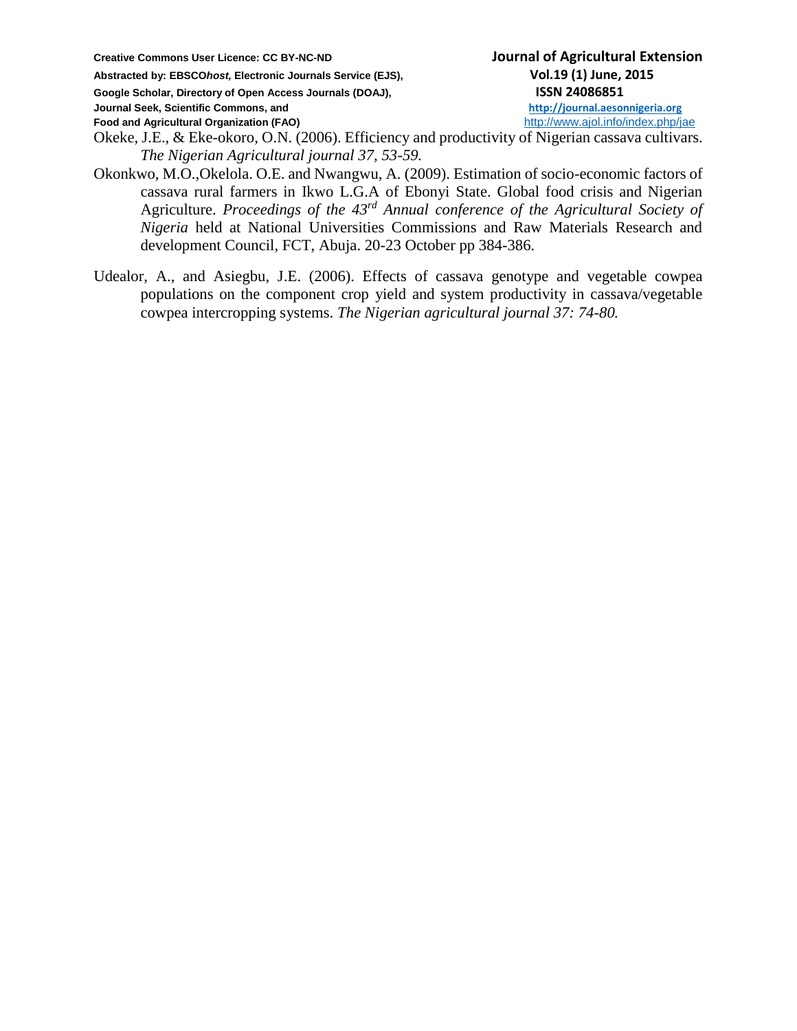Okeke, J.E., & Eke-okoro, O.N. (2006). Efficiency and productivity of Nigerian cassava cultivars. *The Nigerian Agricultural journal 37, 53-59.*

Okonkwo, M.O.,Okelola. O.E. and Nwangwu, A. (2009). Estimation of socio-economic factors of cassava rural farmers in Ikwo L.G.A of Ebonyi State. Global food crisis and Nigerian Agriculture. *Proceedings of the 43rd Annual conference of the Agricultural Society of Nigeria* held at National Universities Commissions and Raw Materials Research and development Council, FCT, Abuja. 20-23 October pp 384-386.

Udealor, A., and Asiegbu, J.E. (2006). Effects of cassava genotype and vegetable cowpea populations on the component crop yield and system productivity in cassava/vegetable cowpea intercropping systems. *The Nigerian agricultural journal 37: 74-80.*